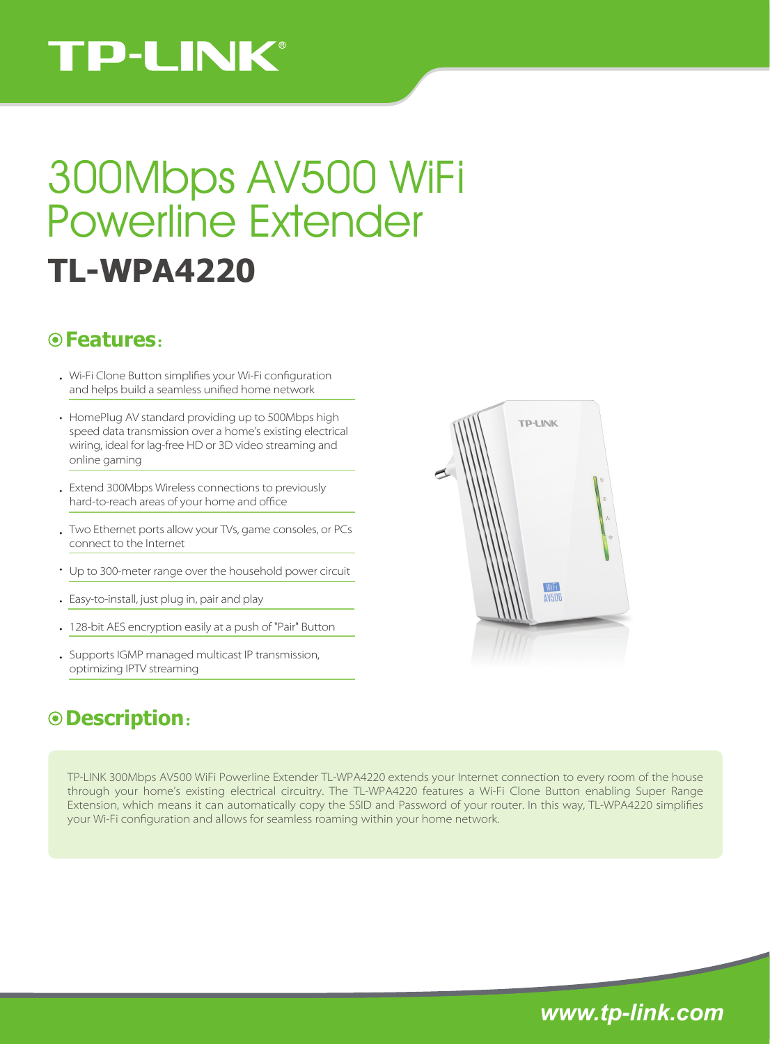TP-LINK®

# 300Mbps AV500 WiFi Powerline Extender

## TL-WPA4220

## Features:

- Wi-Fi Clone Button simplifies your Wi-Fi configuration and helps build a seamless unified home network
- HomePlug AV standard providing up to 500Mbps high speed data transmission over a home's existing electrical wiring, ideal for lag-free HD or 3D video streaming and online gaming
- Extend 300Mbps Wireless connections to previously hard-to-reach areas of your home and office
- Two Ethernet ports allow your TVs, game consoles, or PCs connect to the Internet
- Up to 300-meter range over the household power circuit
- Easy-to-install, just plug in, pair and play
- 128-bit AES encryption easily at a push of "Pair" Button
- Supports IGMP managed multicast IP transmission, optimizing IPTV streaming

## Description:

TP-LINK 300Mbps AV500 WiFi Powerline Extender TL-WPA4220 extends your Internet connection to every room of the house through your home's existing electrical circuitry. The TL-WPA4220 features a Wi-Fi Clone Button enabling Super Range Extension, which means it can automatically copy the SSID and Password of your router. In this way, TL-WPA4220 simplifies your Wi-Fi configuration and allows for seamless roaming within your home network.

www.tp-link.com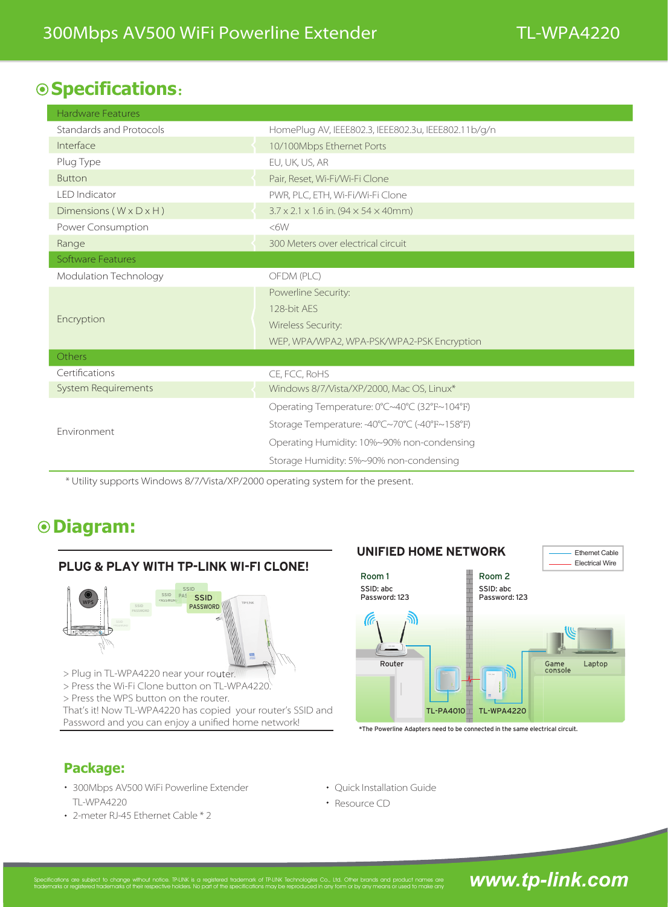## Specifications:

| | |
|---|---|
| **Hardware Features** | |
| Standards and Protocols | HomePlug AV, IEEE802.3, IEEE802.3u, IEEE802.11b/g/n |
| Interface | 10/100Mbps Ethernet Ports |
| Plug Type | EU, UK, US, AR |
| Button | Pair, Reset, Wi-Fi/Wi-Fi Clone |
| LED Indicator | PWR, PLC, ETH, Wi-Fi/Wi-Fi Clone |
| Dimensions ( W x D x H ) | 3.7 x 2.1 x 1.6 in. (94 x 54 x 40mm) |
| Power Consumption | <6W |
| Range | 300 Meters over electrical circuit |
| **Software Features** | |
| Modulation Technology | OFDM (PLC) |
| Encryption | Powerline Security:<br>128-bit AES<br>Wireless Security:<br>WEP, WPA/WPA2, WPA-PSK/WPA2-PSK Encryption |
| **Others** | |
| Certifications | CE, FCC, RoHS |
| System Requirements | Windows 8/7/Vista/XP/2000, Mac OS, Linux* |
| Environment | Operating Temperature: 0°C~40°C (32°F~104°F)<br>Storage Temperature: -40°C~70°C (-40°F~158°F)<br>Operating Humidity: 10%~90% non-condensing<br>Storage Humidity: 5%~90% non-condensing |

* Utility supports Windows 8/7/Vista/XP/2000 operating system for the present.

## Diagram:

### PLUG & PLAY WITH TP-LINK WI-FI CLONE!

WPS

SSID PASSWORD

> Plug in TL-WPA4220 near your router.
> Press the Wi-Fi Clone button on TL-WPA4220.
> Press the WPS button on the router.
That's it! Now TL-WPA4220 has copied your router's SSID and Password and you can enjoy a unified home network!

### UNIFIED HOME NETWORK

Ethernet Cable
Electrical Wire

Room 1
SSID: abc
Password: 123

Room 2
SSID: abc
Password: 123

Router
TL-PA4010
TL-WPA4220
Game console
Laptop

*The Powerline Adapters need to be connected in the same electrical circuit.

## Package:

- 300Mbps AV500 WiFi Powerline Extender TL-WPA4220
- 2-meter RJ-45 Ethernet Cable * 2
- Quick Installation Guide
- Resource CD

Specifications are subject to change without notice. TP-LINK is a registered trademark of TP-LINK Technologies Co., Ltd. Other brands and product names are trademarks or registered trademarks of their respective holders. No part of the specifications may be reproduced in any form or by any means or used to make any

www.tp-link.com